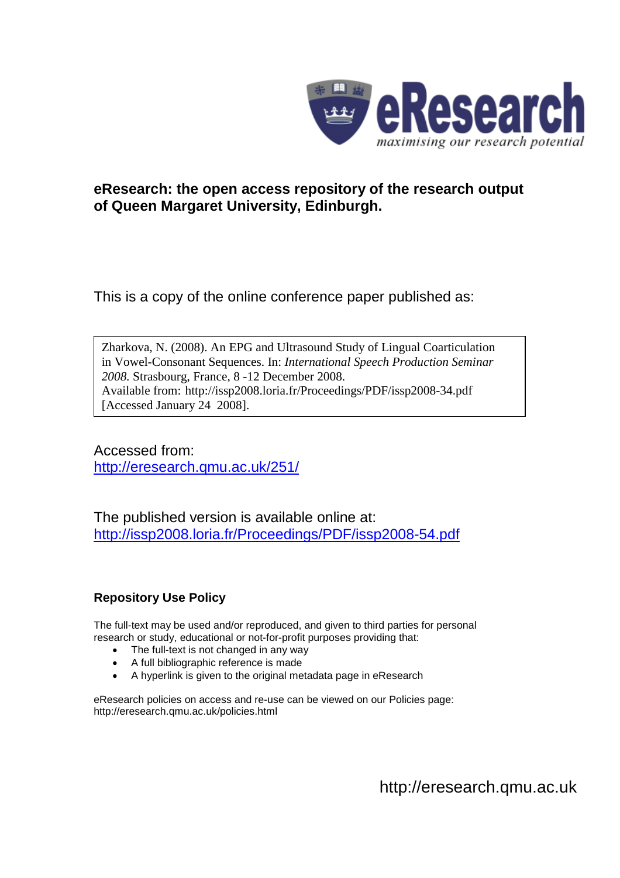eResearch

*maximising our research potential*

**eResearch: the open access repository of the research output of Queen Margaret University, Edinburgh.**

This is a copy of the online conference paper published as:

> Zharkova, N. (2008). An EPG and Ultrasound Study of Lingual Coarticulation in Vowel-Consonant Sequences. In: *International Speech Production Seminar 2008.* Strasbourg, France, 8 -12 December 2008.
> Available from: http://issp2008.loria.fr/Proceedings/PDF/issp2008-34.pdf
> [Accessed January 24 2008].

Accessed from:
http://eresearch.qmu.ac.uk/251/

The published version is available online at:
http://issp2008.loria.fr/Proceedings/PDF/issp2008-54.pdf

### Repository Use Policy

The full-text may be used and/or reproduced, and given to third parties for personal research or study, educational or not-for-profit purposes providing that:

- The full-text is not changed in any way
- A full bibliographic reference is made
- A hyperlink is given to the original metadata page in eResearch

eResearch policies on access and re-use can be viewed on our Policies page: http://eresearch.qmu.ac.uk/policies.html

http://eresearch.qmu.ac.uk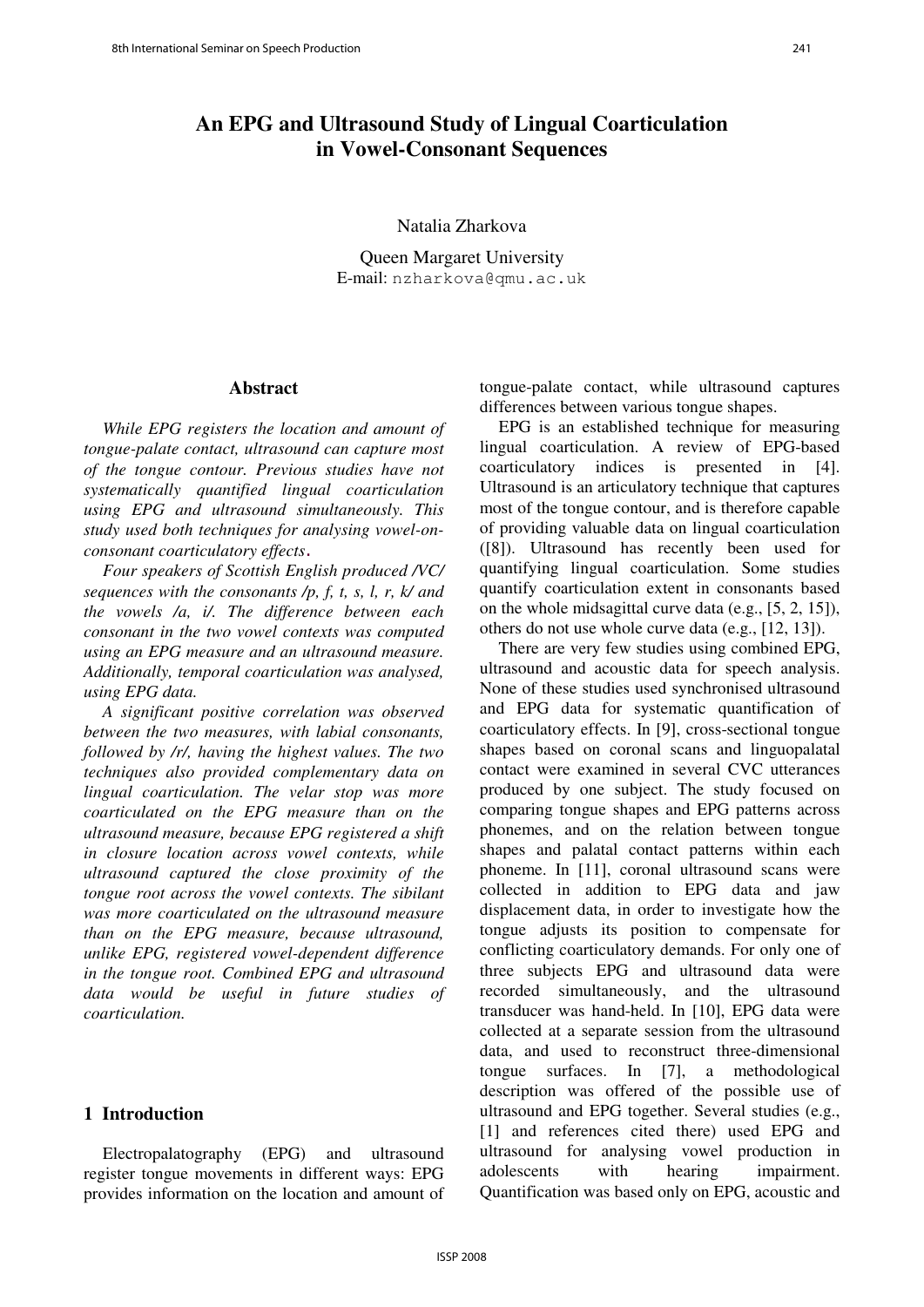# An EPG and Ultrasound Study of Lingual Coarticulation in Vowel-Consonant Sequences

Natalia Zharkova

Queen Margaret University
E-mail: `nzharkova@qmu.ac.uk`

## Abstract

*While EPG registers the location and amount of tongue-palate contact, ultrasound can capture most of the tongue contour. Previous studies have not systematically quantified lingual coarticulation using EPG and ultrasound simultaneously. This study used both techniques for analysing vowel-on-consonant coarticulatory effects.*

*Four speakers of Scottish English produced /VC/ sequences with the consonants /p, f, t, s, l, r, k/ and the vowels /a, i/. The difference between each consonant in the two vowel contexts was computed using an EPG measure and an ultrasound measure. Additionally, temporal coarticulation was analysed, using EPG data.*

*A significant positive correlation was observed between the two measures, with labial consonants, followed by /r/, having the highest values. The two techniques also provided complementary data on lingual coarticulation. The velar stop was more coarticulated on the EPG measure than on the ultrasound measure, because EPG registered a shift in closure location across vowel contexts, while ultrasound captured the close proximity of the tongue root across the vowel contexts. The sibilant was more coarticulated on the ultrasound measure than on the EPG measure, because ultrasound, unlike EPG, registered vowel-dependent difference in the tongue root. Combined EPG and ultrasound data would be useful in future studies of coarticulation.*

## 1 Introduction

Electropalatography (EPG) and ultrasound register tongue movements in different ways: EPG provides information on the location and amount of tongue-palate contact, while ultrasound captures differences between various tongue shapes.

EPG is an established technique for measuring lingual coarticulation. A review of EPG-based coarticulatory indices is presented in [4]. Ultrasound is an articulatory technique that captures most of the tongue contour, and is therefore capable of providing valuable data on lingual coarticulation ([8]). Ultrasound has recently been used for quantifying lingual coarticulation. Some studies quantify coarticulation extent in consonants based on the whole midsagittal curve data (e.g., [5, 2, 15]), others do not use whole curve data (e.g., [12, 13]).

There are very few studies using combined EPG, ultrasound and acoustic data for speech analysis. None of these studies used synchronised ultrasound and EPG data for systematic quantification of coarticulatory effects. In [9], cross-sectional tongue shapes based on coronal scans and linguopalatal contact were examined in several CVC utterances produced by one subject. The study focused on comparing tongue shapes and EPG patterns across phonemes, and on the relation between tongue shapes and palatal contact patterns within each phoneme. In [11], coronal ultrasound scans were collected in addition to EPG data and jaw displacement data, in order to investigate how the tongue adjusts its position to compensate for conflicting coarticulatory demands. For only one of three subjects EPG and ultrasound data were recorded simultaneously, and the ultrasound transducer was hand-held. In [10], EPG data were collected at a separate session from the ultrasound data, and used to reconstruct three-dimensional tongue surfaces. In [7], a methodological description was offered of the possible use of ultrasound and EPG together. Several studies (e.g., [1] and references cited there) used EPG and ultrasound for analysing vowel production in adolescents with hearing impairment. Quantification was based only on EPG, acoustic and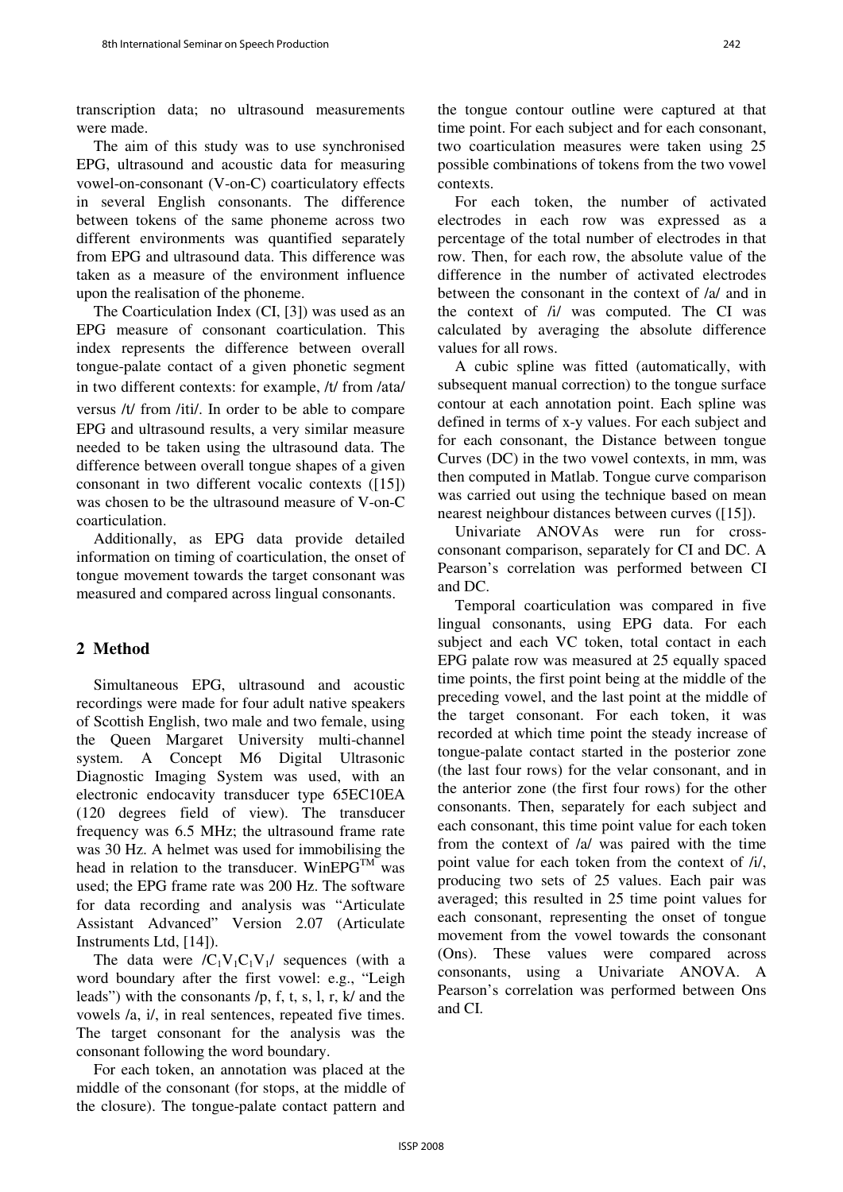transcription data; no ultrasound measurements were made.

The aim of this study was to use synchronised EPG, ultrasound and acoustic data for measuring vowel-on-consonant (V-on-C) coarticulatory effects in several English consonants. The difference between tokens of the same phoneme across two different environments was quantified separately from EPG and ultrasound data. This difference was taken as a measure of the environment influence upon the realisation of the phoneme.

The Coarticulation Index (CI, [3]) was used as an EPG measure of consonant coarticulation. This index represents the difference between overall tongue-palate contact of a given phonetic segment in two different contexts: for example, /t/ from /ata/ versus /t/ from /iti/. In order to be able to compare EPG and ultrasound results, a very similar measure needed to be taken using the ultrasound data. The difference between overall tongue shapes of a given consonant in two different vocalic contexts ([15]) was chosen to be the ultrasound measure of V-on-C coarticulation.

Additionally, as EPG data provide detailed information on timing of coarticulation, the onset of tongue movement towards the target consonant was measured and compared across lingual consonants.

## 2 Method

Simultaneous EPG, ultrasound and acoustic recordings were made for four adult native speakers of Scottish English, two male and two female, using the Queen Margaret University multi-channel system. A Concept M6 Digital Ultrasonic Diagnostic Imaging System was used, with an electronic endocavity transducer type 65EC10EA (120 degrees field of view). The transducer frequency was 6.5 MHz; the ultrasound frame rate was 30 Hz. A helmet was used for immobilising the head in relation to the transducer. WinEPG™ was used; the EPG frame rate was 200 Hz. The software for data recording and analysis was "Articulate Assistant Advanced" Version 2.07 (Articulate Instruments Ltd, [14]).

The data were $/C_1V_1C_1V_1/$ sequences (with a word boundary after the first vowel: e.g., "Leigh leads") with the consonants /p, f, t, s, l, r, k/ and the vowels /a, i/, in real sentences, repeated five times. The target consonant for the analysis was the consonant following the word boundary.

For each token, an annotation was placed at the middle of the consonant (for stops, at the middle of the closure). The tongue-palate contact pattern and the tongue contour outline were captured at that time point. For each subject and for each consonant, two coarticulation measures were taken using 25 possible combinations of tokens from the two vowel contexts.

For each token, the number of activated electrodes in each row was expressed as a percentage of the total number of electrodes in that row. Then, for each row, the absolute value of the difference in the number of activated electrodes between the consonant in the context of /a/ and in the context of /i/ was computed. The CI was calculated by averaging the absolute difference values for all rows.

A cubic spline was fitted (automatically, with subsequent manual correction) to the tongue surface contour at each annotation point. Each spline was defined in terms of x-y values. For each subject and for each consonant, the Distance between tongue Curves (DC) in the two vowel contexts, in mm, was then computed in Matlab. Tongue curve comparison was carried out using the technique based on mean nearest neighbour distances between curves ([15]).

Univariate ANOVAs were run for cross-consonant comparison, separately for CI and DC. A Pearson's correlation was performed between CI and DC.

Temporal coarticulation was compared in five lingual consonants, using EPG data. For each subject and each VC token, total contact in each EPG palate row was measured at 25 equally spaced time points, the first point being at the middle of the preceding vowel, and the last point at the middle of the target consonant. For each token, it was recorded at which time point the steady increase of tongue-palate contact started in the posterior zone (the last four rows) for the velar consonant, and in the anterior zone (the first four rows) for the other consonants. Then, separately for each subject and each consonant, this time point value for each token from the context of /a/ was paired with the time point value for each token from the context of /i/, producing two sets of 25 values. Each pair was averaged; this resulted in 25 time point values for each consonant, representing the onset of tongue movement from the vowel towards the consonant (Ons). These values were compared across consonants, using a Univariate ANOVA. A Pearson's correlation was performed between Ons and CI.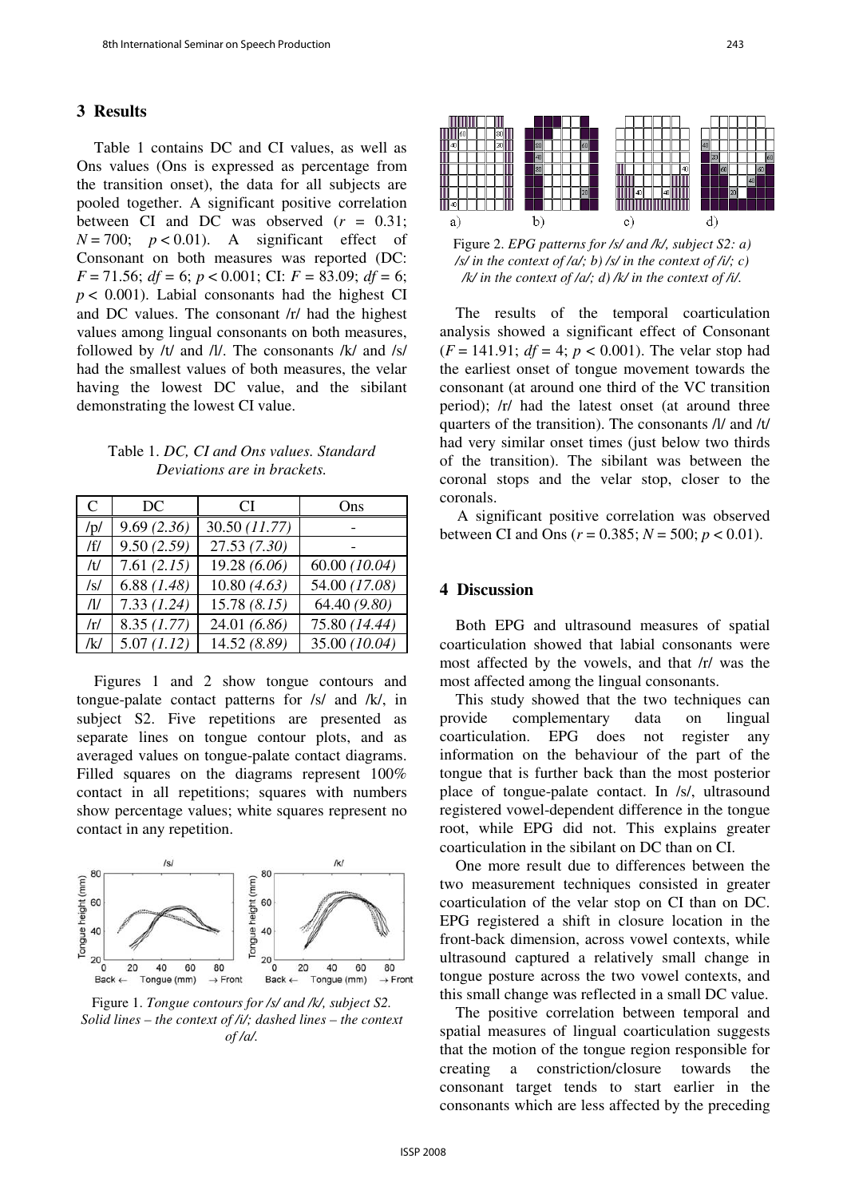## 3 Results

Table 1 contains DC and CI values, as well as Ons values (Ons is expressed as percentage from the transition onset), the data for all subjects are pooled together. A significant positive correlation between CI and DC was observed ($r$ = 0.31; $N$ = 700; $p$ < 0.01). A significant effect of Consonant on both measures was reported (DC: $F$ = 71.56; $df$ = 6; $p$ < 0.001; CI: $F$ = 83.09; $df$ = 6; $p$ < 0.001). Labial consonants had the highest CI and DC values. The consonant /r/ had the highest values among lingual consonants on both measures, followed by /t/ and /l/. The consonants /k/ and /s/ had the smallest values of both measures, the velar having the lowest DC value, and the sibilant demonstrating the lowest CI value.

Table 1. *DC, CI and Ons values. Standard Deviations are in brackets.*

| C | DC | CI | Ons |
|---|---|---|---|
| /p/ | 9.69 *(2.36)* | 30.50 *(11.77)* | - |
| /f/ | 9.50 *(2.59)* | 27.53 *(7.30)* | - |
| /t/ | 7.61 *(2.15)* | 19.28 *(6.06)* | 60.00 *(10.04)* |
| /s/ | 6.88 *(1.48)* | 10.80 *(4.63)* | 54.00 *(17.08)* |
| /l/ | 7.33 *(1.24)* | 15.78 *(8.15)* | 64.40 *(9.80)* |
| /r/ | 8.35 *(1.77)* | 24.01 *(6.86)* | 75.80 *(14.44)* |
| /k/ | 5.07 *(1.12)* | 14.52 *(8.89)* | 35.00 *(10.04)* |

Figures 1 and 2 show tongue contours and tongue-palate contact patterns for /s/ and /k/, in subject S2. Five repetitions are presented as separate lines on tongue contour plots, and as averaged values on tongue-palate contact diagrams. Filled squares on the diagrams represent 100% contact in all repetitions; squares with numbers show percentage values; white squares represent no contact in any repetition.

Figure 1. *Tongue contours for /s/ and /k/, subject S2. Solid lines – the context of /i/; dashed lines – the context of /a/.*

Figure 2. *EPG patterns for /s/ and /k/, subject S2: a) /s/ in the context of /a/; b) /s/ in the context of /i/; c) /k/ in the context of /a/; d) /k/ in the context of /i/.*

The results of the temporal coarticulation analysis showed a significant effect of Consonant ($F$ = 141.91; $df$ = 4; $p$ < 0.001). The velar stop had the earliest onset of tongue movement towards the consonant (at around one third of the VC transition period); /r/ had the latest onset (at around three quarters of the transition). The consonants /l/ and /t/ had very similar onset times (just below two thirds of the transition). The sibilant was between the coronal stops and the velar stop, closer to the coronals.

A significant positive correlation was observed between CI and Ons ($r$ = 0.385; $N$ = 500; $p$ < 0.01).

## 4 Discussion

Both EPG and ultrasound measures of spatial coarticulation showed that labial consonants were most affected by the vowels, and that /r/ was the most affected among the lingual consonants.

This study showed that the two techniques can provide complementary data on lingual coarticulation. EPG does not register any information on the behaviour of the part of the tongue that is further back than the most posterior place of tongue-palate contact. In /s/, ultrasound registered vowel-dependent difference in the tongue root, while EPG did not. This explains greater coarticulation in the sibilant on DC than on CI.

One more result due to differences between the two measurement techniques consisted in greater coarticulation of the velar stop on CI than on DC. EPG registered a shift in closure location in the front-back dimension, across vowel contexts, while ultrasound captured a relatively small change in tongue posture across the two vowel contexts, and this small change was reflected in a small DC value.

The positive correlation between temporal and spatial measures of lingual coarticulation suggests that the motion of the tongue region responsible for creating a constriction/closure towards the consonant target tends to start earlier in the consonants which are less affected by the preceding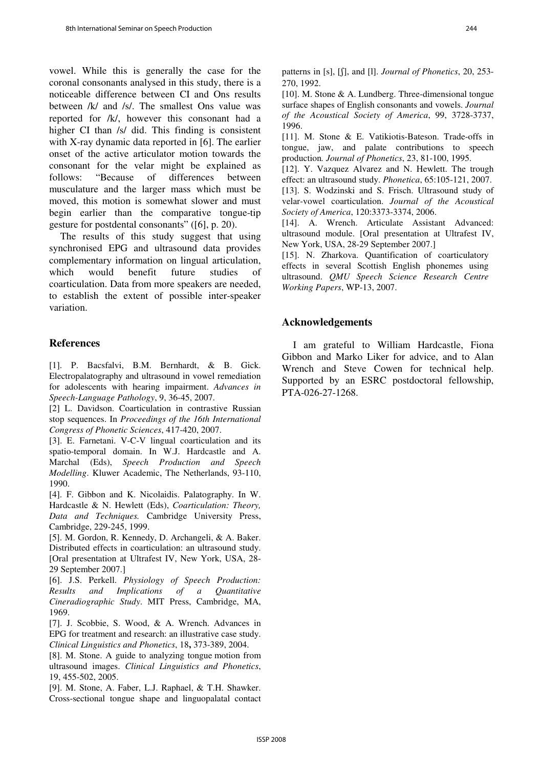vowel. While this is generally the case for the coronal consonants analysed in this study, there is a noticeable difference between CI and Ons results between /k/ and /s/. The smallest Ons value was reported for /k/, however this consonant had a higher CI than /s/ did. This finding is consistent with X-ray dynamic data reported in [6]. The earlier onset of the active articulator motion towards the consonant for the velar might be explained as follows: "Because of differences between musculature and the larger mass which must be moved, this motion is somewhat slower and must begin earlier than the comparative tongue-tip gesture for postdental consonants" ([6], p. 20).

The results of this study suggest that using synchronised EPG and ultrasound data provides complementary information on lingual articulation, which would benefit future studies of coarticulation. Data from more speakers are needed, to establish the extent of possible inter-speaker variation.

## References

[1]. P. Bacsfalvi, B.M. Bernhardt, & B. Gick. Electropalatography and ultrasound in vowel remediation for adolescents with hearing impairment. *Advances in Speech-Language Pathology*, 9, 36-45, 2007.

[2] L. Davidson. Coarticulation in contrastive Russian stop sequences. In *Proceedings of the 16th International Congress of Phonetic Sciences*, 417-420, 2007.

[3]. E. Farnetani. V-C-V lingual coarticulation and its spatio-temporal domain. In W.J. Hardcastle and A. Marchal (Eds), *Speech Production and Speech Modelling*. Kluwer Academic, The Netherlands, 93-110, 1990.

[4]. F. Gibbon and K. Nicolaidis. Palatography. In W. Hardcastle & N. Hewlett (Eds), *Coarticulation: Theory, Data and Techniques.* Cambridge University Press, Cambridge, 229-245, 1999.

[5]. M. Gordon, R. Kennedy, D. Archangeli, & A. Baker. Distributed effects in coarticulation: an ultrasound study. [Oral presentation at Ultrafest IV, New York, USA, 28-29 September 2007.]

[6]. J.S. Perkell. *Physiology of Speech Production: Results and Implications of a Quantitative Cineradiographic Study*. MIT Press, Cambridge, MA, 1969.

[7]. J. Scobbie, S. Wood, & A. Wrench. Advances in EPG for treatment and research: an illustrative case study. *Clinical Linguistics and Phonetics*, 18**,** 373-389, 2004.

[8]. M. Stone. A guide to analyzing tongue motion from ultrasound images. *Clinical Linguistics and Phonetics*, 19, 455-502, 2005.

[9]. M. Stone, A. Faber, L.J. Raphael, & T.H. Shawker. Cross-sectional tongue shape and linguopalatal contact patterns in [s], [ʃ], and [l]. *Journal of Phonetics*, 20, 253-270, 1992.

[10]. M. Stone & A. Lundberg. Three-dimensional tongue surface shapes of English consonants and vowels. *Journal of the Acoustical Society of America*, 99, 3728-3737, 1996.

[11]. M. Stone & E. Vatikiotis-Bateson. Trade-offs in tongue, jaw, and palate contributions to speech production*. Journal of Phonetics*, 23, 81-100, 1995.

[12]. Y. Vazquez Alvarez and N. Hewlett. The trough effect: an ultrasound study. *Phonetica*, 65:105-121, 2007.

[13]. S. Wodzinski and S. Frisch. Ultrasound study of velar-vowel coarticulation. *Journal of the Acoustical Society of America*, 120:3373-3374, 2006.

[14]. A. Wrench. Articulate Assistant Advanced: ultrasound module. [Oral presentation at Ultrafest IV, New York, USA, 28-29 September 2007.]

[15]. N. Zharkova. Quantification of coarticulatory effects in several Scottish English phonemes using ultrasound. *QMU Speech Science Research Centre Working Papers*, WP-13, 2007.

## Acknowledgements

I am grateful to William Hardcastle, Fiona Gibbon and Marko Liker for advice, and to Alan Wrench and Steve Cowen for technical help. Supported by an ESRC postdoctoral fellowship, PTA-026-27-1268.